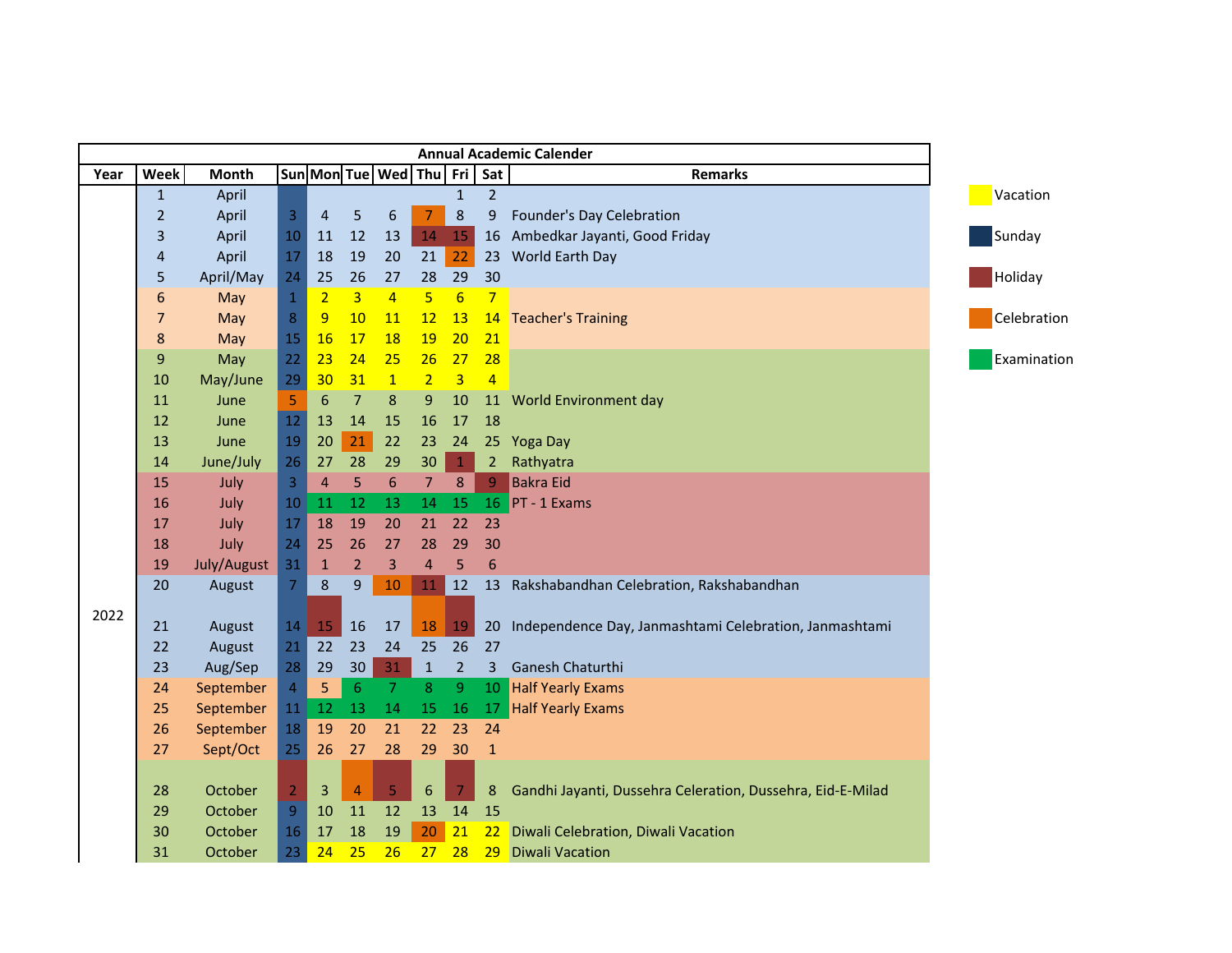| Annual Academic Calender | | | | | | | | | | |
|---|---|---|---|---|---|---|---|---|---|---|
| Year | Week | Month | Sun | Mon | Tue | Wed | Thu | Fri | Sat | Remarks |
| 2022 | 1 | April | | | | | | 1 | 2 | |
| | 2 | April | 3 | 4 | 5 | 6 | 7 | 8 | 9 | Founder's Day Celebration |
| | 3 | April | 10 | 11 | 12 | 13 | 14 | 15 | 16 | Ambedkar Jayanti, Good Friday |
| | 4 | April | 17 | 18 | 19 | 20 | 21 | 22 | 23 | World Earth Day |
| | 5 | April/May | 24 | 25 | 26 | 27 | 28 | 29 | 30 | |
| | 6 | May | 1 | 2 | 3 | 4 | 5 | 6 | 7 | |
| | 7 | May | 8 | 9 | 10 | 11 | 12 | 13 | 14 | Teacher's Training |
| | 8 | May | 15 | 16 | 17 | 18 | 19 | 20 | 21 | |
| | 9 | May | 22 | 23 | 24 | 25 | 26 | 27 | 28 | |
| | 10 | May/June | 29 | 30 | 31 | 1 | 2 | 3 | 4 | |
| | 11 | June | 5 | 6 | 7 | 8 | 9 | 10 | 11 | World Environment day |
| | 12 | June | 12 | 13 | 14 | 15 | 16 | 17 | 18 | |
| | 13 | June | 19 | 20 | 21 | 22 | 23 | 24 | 25 | Yoga Day |
| | 14 | June/July | 26 | 27 | 28 | 29 | 30 | 1 | 2 | Rathyatra |
| | 15 | July | 3 | 4 | 5 | 6 | 7 | 8 | 9 | Bakra Eid |
| | 16 | July | 10 | 11 | 12 | 13 | 14 | 15 | 16 | PT - 1 Exams |
| | 17 | July | 17 | 18 | 19 | 20 | 21 | 22 | 23 | |
| | 18 | July | 24 | 25 | 26 | 27 | 28 | 29 | 30 | |
| | 19 | July/August | 31 | 1 | 2 | 3 | 4 | 5 | 6 | |
| | 20 | August | 7 | 8 | 9 | 10 | 11 | 12 | 13 | Rakshabandhan Celebration, Rakshabandhan |
| | 21 | August | 14 | 15 | 16 | 17 | 18 | 19 | 20 | Independence Day, Janmashtami Celebration, Janmashtami |
| | 22 | August | 21 | 22 | 23 | 24 | 25 | 26 | 27 | |
| | 23 | Aug/Sep | 28 | 29 | 30 | 31 | 1 | 2 | 3 | Ganesh Chaturthi |
| | 24 | September | 4 | 5 | 6 | 7 | 8 | 9 | 10 | Half Yearly Exams |
| | 25 | September | 11 | 12 | 13 | 14 | 15 | 16 | 17 | Half Yearly Exams |
| | 26 | September | 18 | 19 | 20 | 21 | 22 | 23 | 24 | |
| | 27 | Sept/Oct | 25 | 26 | 27 | 28 | 29 | 30 | 1 | |
| | 28 | October | 2 | 3 | 4 | 5 | 6 | 7 | 8 | Gandhi Jayanti, Dussehra Celeration, Dussehra, Eid-E-Milad |
| | 29 | October | 9 | 10 | 11 | 12 | 13 | 14 | 15 | |
| | 30 | October | 16 | 17 | 18 | 19 | 20 | 21 | 22 | Diwali Celebration, Diwali Vacation |
| | 31 | October | 23 | 24 | 25 | 26 | 27 | 28 | 29 | Diwali Vacation |

Vacation

Sunday

Holiday

Celebration

Examination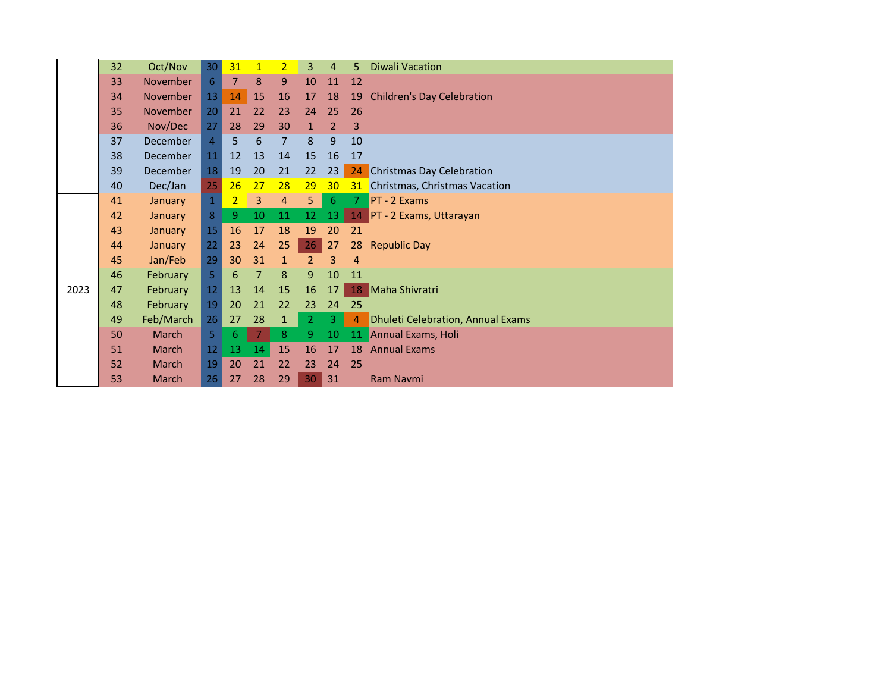| | | | | | | | | | | | |
|---|---|---|---|---|---|---|---|---|---|---|---|
| | 32 | Oct/Nov | 30 | 31 | 1 | 2 | 3 | 4 | 5 | Diwali Vacation |
| | 33 | November | 6 | 7 | 8 | 9 | 10 | 11 | 12 | |
| | 34 | November | 13 | 14 | 15 | 16 | 17 | 18 | 19 | Children's Day Celebration |
| | 35 | November | 20 | 21 | 22 | 23 | 24 | 25 | 26 | |
| | 36 | Nov/Dec | 27 | 28 | 29 | 30 | 1 | 2 | 3 | |
| | 37 | December | 4 | 5 | 6 | 7 | 8 | 9 | 10 | |
| | 38 | December | 11 | 12 | 13 | 14 | 15 | 16 | 17 | |
| | 39 | December | 18 | 19 | 20 | 21 | 22 | 23 | 24 | Christmas Day Celebration |
| | 40 | Dec/Jan | 25 | 26 | 27 | 28 | 29 | 30 | 31 | Christmas, Christmas Vacation |
| 2023 | 41 | January | 1 | 2 | 3 | 4 | 5 | 6 | 7 | PT - 2 Exams |
| | 42 | January | 8 | 9 | 10 | 11 | 12 | 13 | 14 | PT - 2 Exams, Uttarayan |
| | 43 | January | 15 | 16 | 17 | 18 | 19 | 20 | 21 | |
| | 44 | January | 22 | 23 | 24 | 25 | 26 | 27 | 28 | Republic Day |
| | 45 | Jan/Feb | 29 | 30 | 31 | 1 | 2 | 3 | 4 | |
| | 46 | February | 5 | 6 | 7 | 8 | 9 | 10 | 11 | |
| | 47 | February | 12 | 13 | 14 | 15 | 16 | 17 | 18 | Maha Shivratri |
| | 48 | February | 19 | 20 | 21 | 22 | 23 | 24 | 25 | |
| | 49 | Feb/March | 26 | 27 | 28 | 1 | 2 | 3 | 4 | Dhuleti Celebration, Annual Exams |
| | 50 | March | 5 | 6 | 7 | 8 | 9 | 10 | 11 | Annual Exams, Holi |
| | 51 | March | 12 | 13 | 14 | 15 | 16 | 17 | 18 | Annual Exams |
| | 52 | March | 19 | 20 | 21 | 22 | 23 | 24 | 25 | |
| | 53 | March | 26 | 27 | 28 | 29 | 30 | 31 | | Ram Navmi |